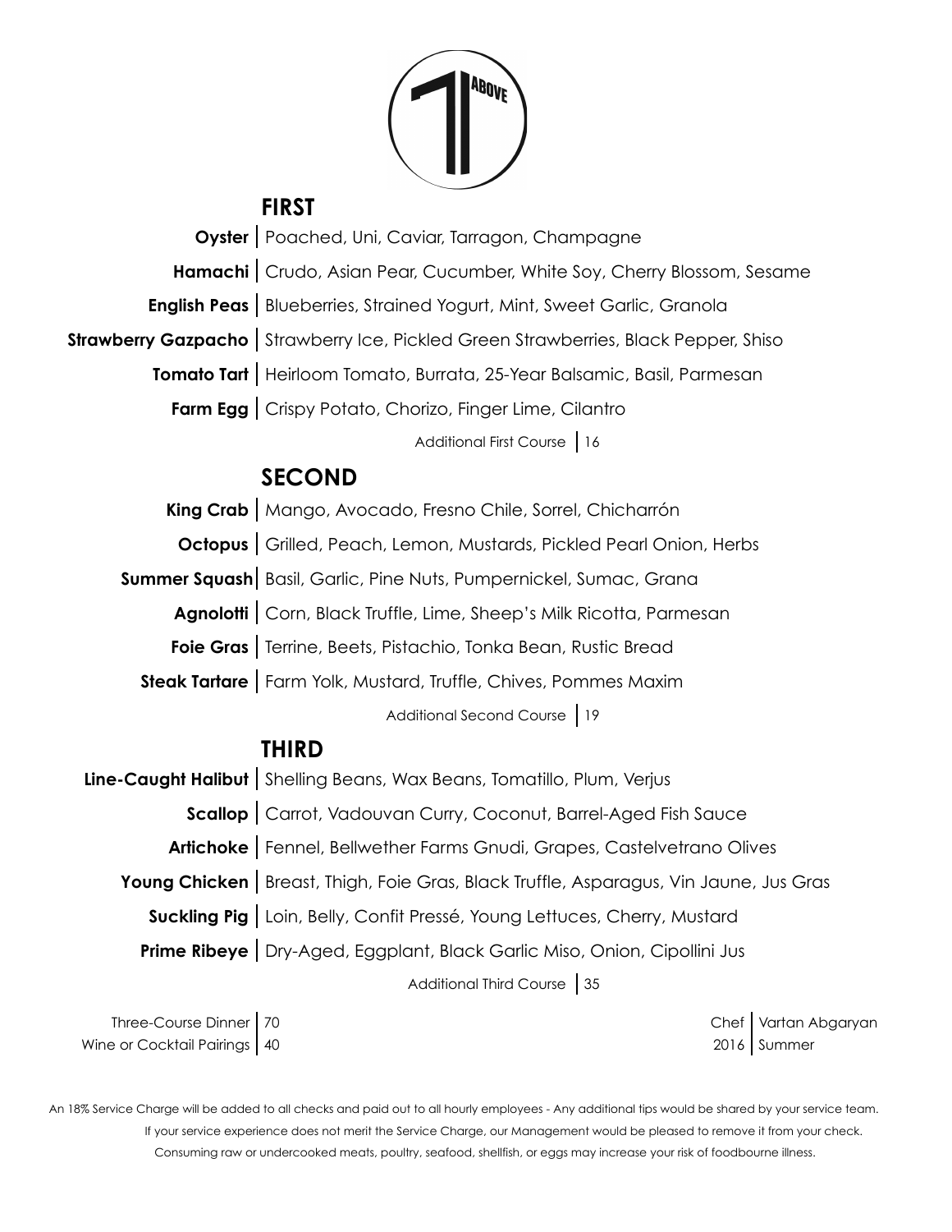ABOVE

## FIRST

**Oyster** | Poached, Uni, Caviar, Tarragon, Champagne

**Hamachi** | Crudo, Asian Pear, Cucumber, White Soy, Cherry Blossom, Sesame

**English Peas** | Blueberries, Strained Yogurt, Mint, Sweet Garlic, Granola

**Strawberry Gazpacho** | Strawberry Ice, Pickled Green Strawberries, Black Pepper, Shiso

**Tomato Tart** | Heirloom Tomato, Burrata, 25-Year Balsamic, Basil, Parmesan

**Farm Egg** | Crispy Potato, Chorizo, Finger Lime, Cilantro

Additional First Course | 16

## SECOND

**King Crab** | Mango, Avocado, Fresno Chile, Sorrel, Chicharrón

**Octopus** | Grilled, Peach, Lemon, Mustards, Pickled Pearl Onion, Herbs

**Summer Squash** | Basil, Garlic, Pine Nuts, Pumpernickel, Sumac, Grana

**Agnolotti** | Corn, Black Truffle, Lime, Sheep's Milk Ricotta, Parmesan

**Foie Gras** | Terrine, Beets, Pistachio, Tonka Bean, Rustic Bread

**Steak Tartare** | Farm Yolk, Mustard, Truffle, Chives, Pommes Maxim

Additional Second Course | 19

## THIRD

**Line-Caught Halibut** | Shelling Beans, Wax Beans, Tomatillo, Plum, Verjus

**Scallop** | Carrot, Vadouvan Curry, Coconut, Barrel-Aged Fish Sauce

**Artichoke** | Fennel, Bellwether Farms Gnudi, Grapes, Castelvetrano Olives

**Young Chicken** | Breast, Thigh, Foie Gras, Black Truffle, Asparagus, Vin Jaune, Jus Gras

**Suckling Pig** | Loin, Belly, Confit Pressé, Young Lettuces, Cherry, Mustard

**Prime Ribeye** | Dry-Aged, Eggplant, Black Garlic Miso, Onion, Cipollini Jus

Additional Third Course | 35

Three-Course Dinner | 70
Wine or Cocktail Pairings | 40

Chef | Vartan Abgaryan
2016 | Summer

An 18% Service Charge will be added to all checks and paid out to all hourly employees - Any additional tips would be shared by your service team.
If your service experience does not merit the Service Charge, our Management would be pleased to remove it from your check.
Consuming raw or undercooked meats, poultry, seafood, shellfish, or eggs may increase your risk of foodbourne illness.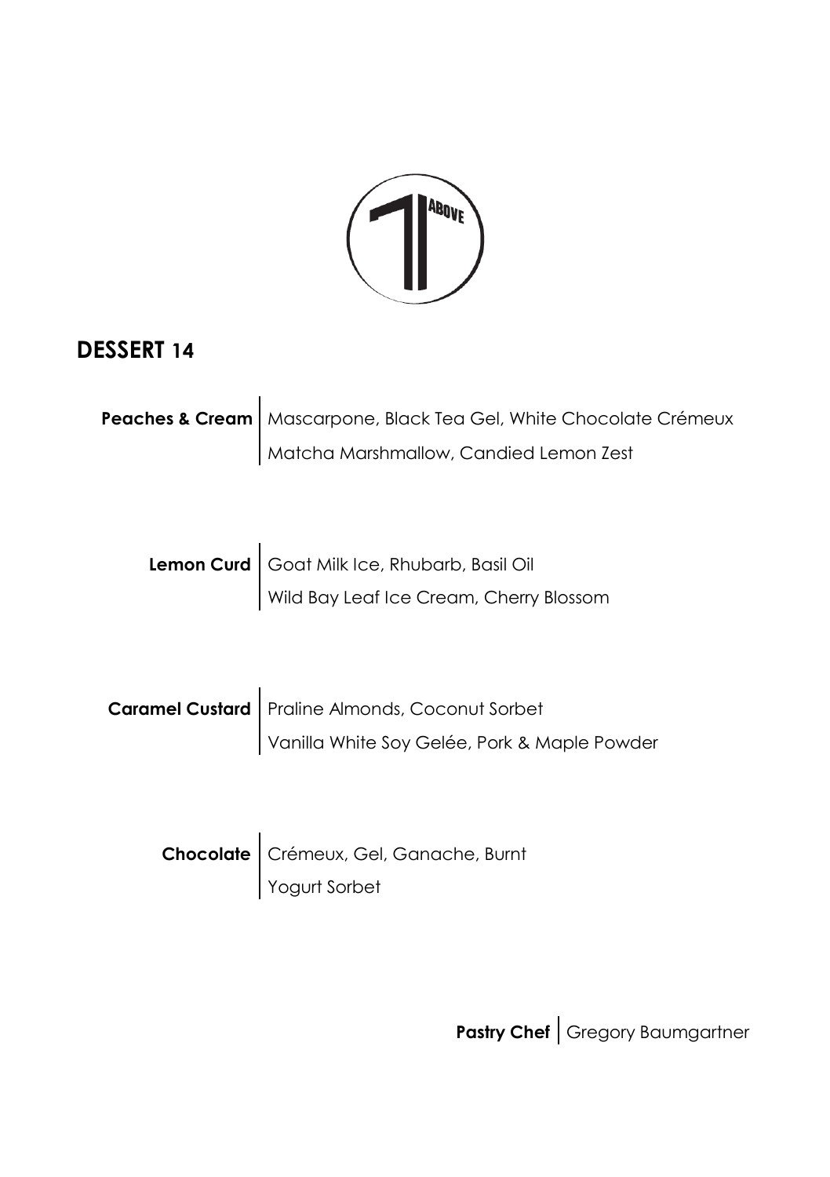ABOVE

## DESSERT 14

**Peaches & Cream** | Mascarpone, Black Tea Gel, White Chocolate Crémeux
Matcha Marshmallow, Candied Lemon Zest

**Lemon Curd** | Goat Milk Ice, Rhubarb, Basil Oil
Wild Bay Leaf Ice Cream, Cherry Blossom

**Caramel Custard** | Praline Almonds, Coconut Sorbet
Vanilla White Soy Gelée, Pork & Maple Powder

**Chocolate** | Crémeux, Gel, Ganache, Burnt
Yogurt Sorbet

**Pastry Chef** | Gregory Baumgartner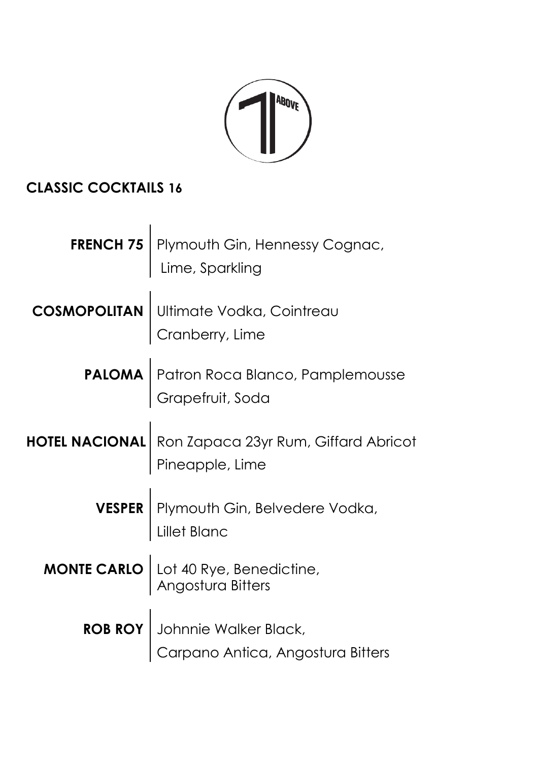## CLASSIC COCKTAILS 16

**FRENCH 75** | Plymouth Gin, Hennessy Cognac, Lime, Sparkling

**COSMOPOLITAN** | Ultimate Vodka, Cointreau Cranberry, Lime

**PALOMA** | Patron Roca Blanco, Pamplemousse Grapefruit, Soda

**HOTEL NACIONAL** | Ron Zapaca 23yr Rum, Giffard Abricot Pineapple, Lime

**VESPER** | Plymouth Gin, Belvedere Vodka, Lillet Blanc

**MONTE CARLO** | Lot 40 Rye, Benedictine, Angostura Bitters

**ROB ROY** | Johnnie Walker Black, Carpano Antica, Angostura Bitters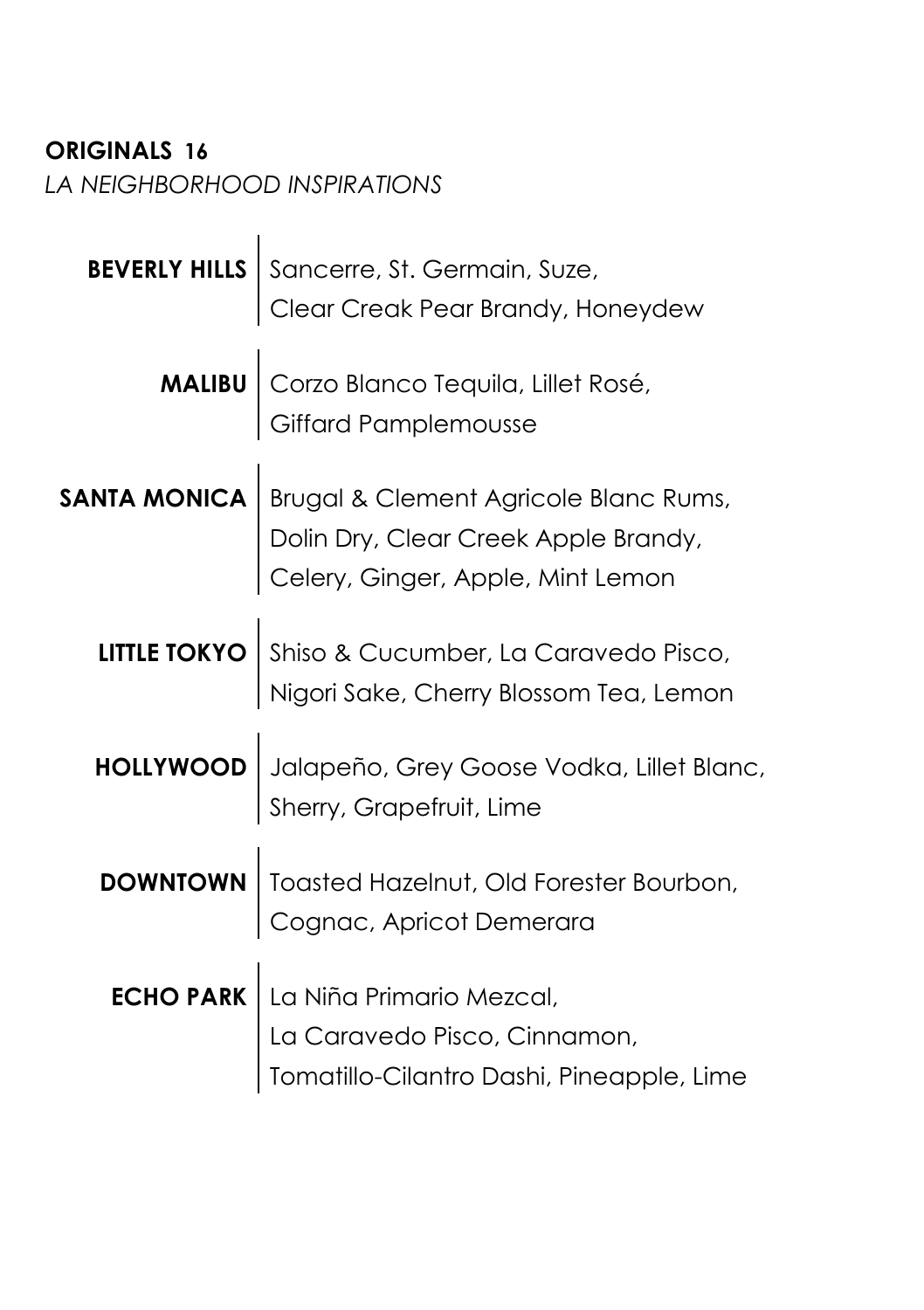## ORIGINALS 16

*LA NEIGHBORHOOD INSPIRATIONS*

**BEVERLY HILLS** | Sancerre, St. Germain, Suze, Clear Creak Pear Brandy, Honeydew

**MALIBU** | Corzo Blanco Tequila, Lillet Rosé, Giffard Pamplemousse

**SANTA MONICA** | Brugal & Clement Agricole Blanc Rums, Dolin Dry, Clear Creek Apple Brandy, Celery, Ginger, Apple, Mint Lemon

**LITTLE TOKYO** | Shiso & Cucumber, La Caravedo Pisco, Nigori Sake, Cherry Blossom Tea, Lemon

**HOLLYWOOD** | Jalapeño, Grey Goose Vodka, Lillet Blanc, Sherry, Grapefruit, Lime

**DOWNTOWN** | Toasted Hazelnut, Old Forester Bourbon, Cognac, Apricot Demerara

**ECHO PARK** | La Niña Primario Mezcal, La Caravedo Pisco, Cinnamon, Tomatillo-Cilantro Dashi, Pineapple, Lime